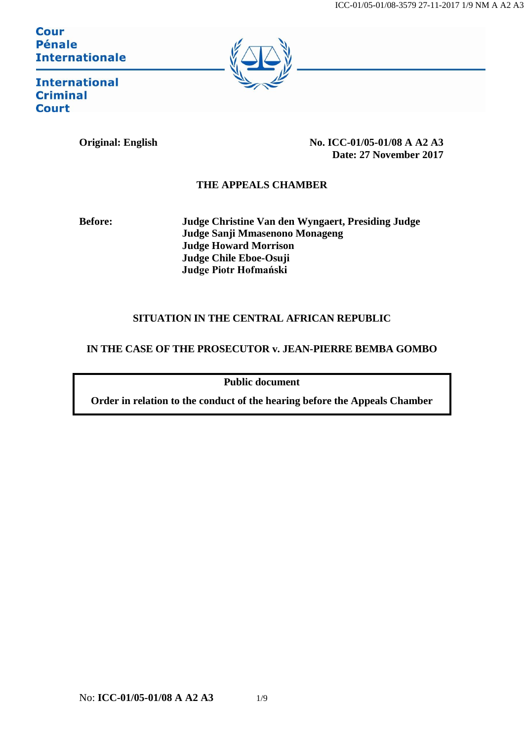Cour
Pénale
Internationale

International
Criminal
Court

**Original: English**

**No. ICC-01/05-01/08 A A2 A3**
**Date: 27 November 2017**

**THE APPEALS CHAMBER**

**Before:**
**Judge Christine Van den Wyngaert, Presiding Judge**
**Judge Sanji Mmasenono Monageng**
**Judge Howard Morrison**
**Judge Chile Eboe-Osuji**
**Judge Piotr Hofmański**

**SITUATION IN THE CENTRAL AFRICAN REPUBLIC**

**IN THE CASE OF THE PROSECUTOR v. JEAN-PIERRE BEMBA GOMBO**

**Public document**

**Order in relation to the conduct of the hearing before the Appeals Chamber**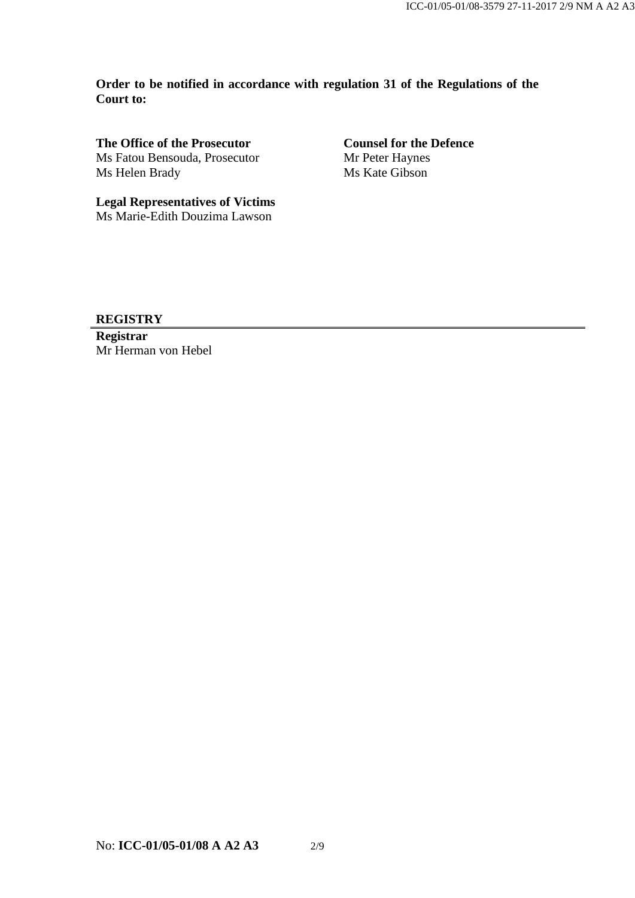**Order to be notified in accordance with regulation 31 of the Regulations of the Court to:**

**The Office of the Prosecutor**
Ms Fatou Bensouda, Prosecutor
Ms Helen Brady

**Counsel for the Defence**
Mr Peter Haynes
Ms Kate Gibson

**Legal Representatives of Victims**
Ms Marie-Edith Douzima Lawson

## REGISTRY

**Registrar**
Mr Herman von Hebel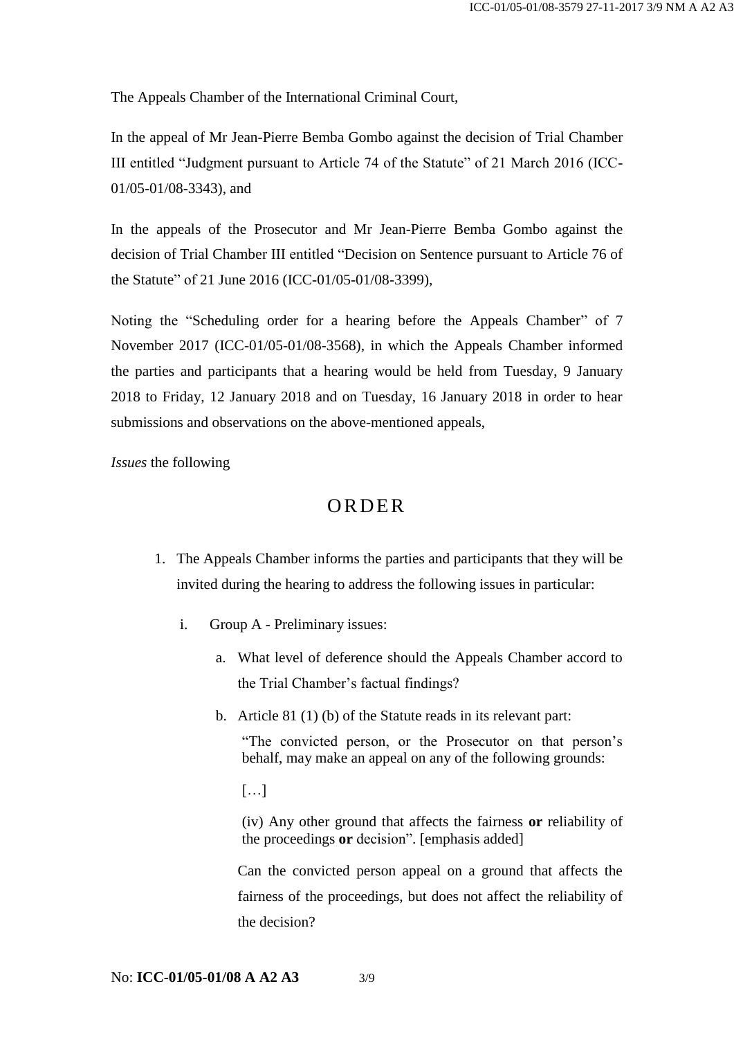The Appeals Chamber of the International Criminal Court,

In the appeal of Mr Jean-Pierre Bemba Gombo against the decision of Trial Chamber III entitled "Judgment pursuant to Article 74 of the Statute" of 21 March 2016 (ICC-01/05-01/08-3343), and

In the appeals of the Prosecutor and Mr Jean-Pierre Bemba Gombo against the decision of Trial Chamber III entitled "Decision on Sentence pursuant to Article 76 of the Statute" of 21 June 2016 (ICC-01/05-01/08-3399),

Noting the "Scheduling order for a hearing before the Appeals Chamber" of 7 November 2017 (ICC-01/05-01/08-3568), in which the Appeals Chamber informed the parties and participants that a hearing would be held from Tuesday, 9 January 2018 to Friday, 12 January 2018 and on Tuesday, 16 January 2018 in order to hear submissions and observations on the above-mentioned appeals,

*Issues* the following

# ORDER

1. The Appeals Chamber informs the parties and participants that they will be invited during the hearing to address the following issues in particular:

   i. Group A - Preliminary issues:

      a. What level of deference should the Appeals Chamber accord to the Trial Chamber's factual findings?

      b. Article 81 (1) (b) of the Statute reads in its relevant part:

         > "The convicted person, or the Prosecutor on that person's behalf, may make an appeal on any of the following grounds:
         >
         > […]
         >
         > (iv) Any other ground that affects the fairness **or** reliability of the proceedings **or** decision". [emphasis added]

         Can the convicted person appeal on a ground that affects the fairness of the proceedings, but does not affect the reliability of the decision?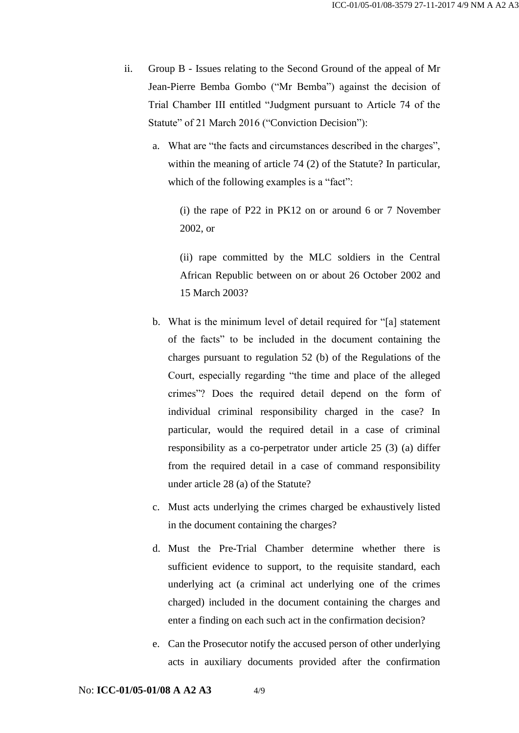ii. Group B - Issues relating to the Second Ground of the appeal of Mr Jean-Pierre Bemba Gombo ("Mr Bemba") against the decision of Trial Chamber III entitled "Judgment pursuant to Article 74 of the Statute" of 21 March 2016 ("Conviction Decision"):

   a. What are "the facts and circumstances described in the charges", within the meaning of article 74 (2) of the Statute? In particular, which of the following examples is a "fact":

      (i) the rape of P22 in PK12 on or around 6 or 7 November 2002, or

      (ii) rape committed by the MLC soldiers in the Central African Republic between on or about 26 October 2002 and 15 March 2003?

   b. What is the minimum level of detail required for "[a] statement of the facts" to be included in the document containing the charges pursuant to regulation 52 (b) of the Regulations of the Court, especially regarding "the time and place of the alleged crimes"? Does the required detail depend on the form of individual criminal responsibility charged in the case? In particular, would the required detail in a case of criminal responsibility as a co-perpetrator under article 25 (3) (a) differ from the required detail in a case of command responsibility under article 28 (a) of the Statute?

   c. Must acts underlying the crimes charged be exhaustively listed in the document containing the charges?

   d. Must the Pre-Trial Chamber determine whether there is sufficient evidence to support, to the requisite standard, each underlying act (a criminal act underlying one of the crimes charged) included in the document containing the charges and enter a finding on each such act in the confirmation decision?

   e. Can the Prosecutor notify the accused person of other underlying acts in auxiliary documents provided after the confirmation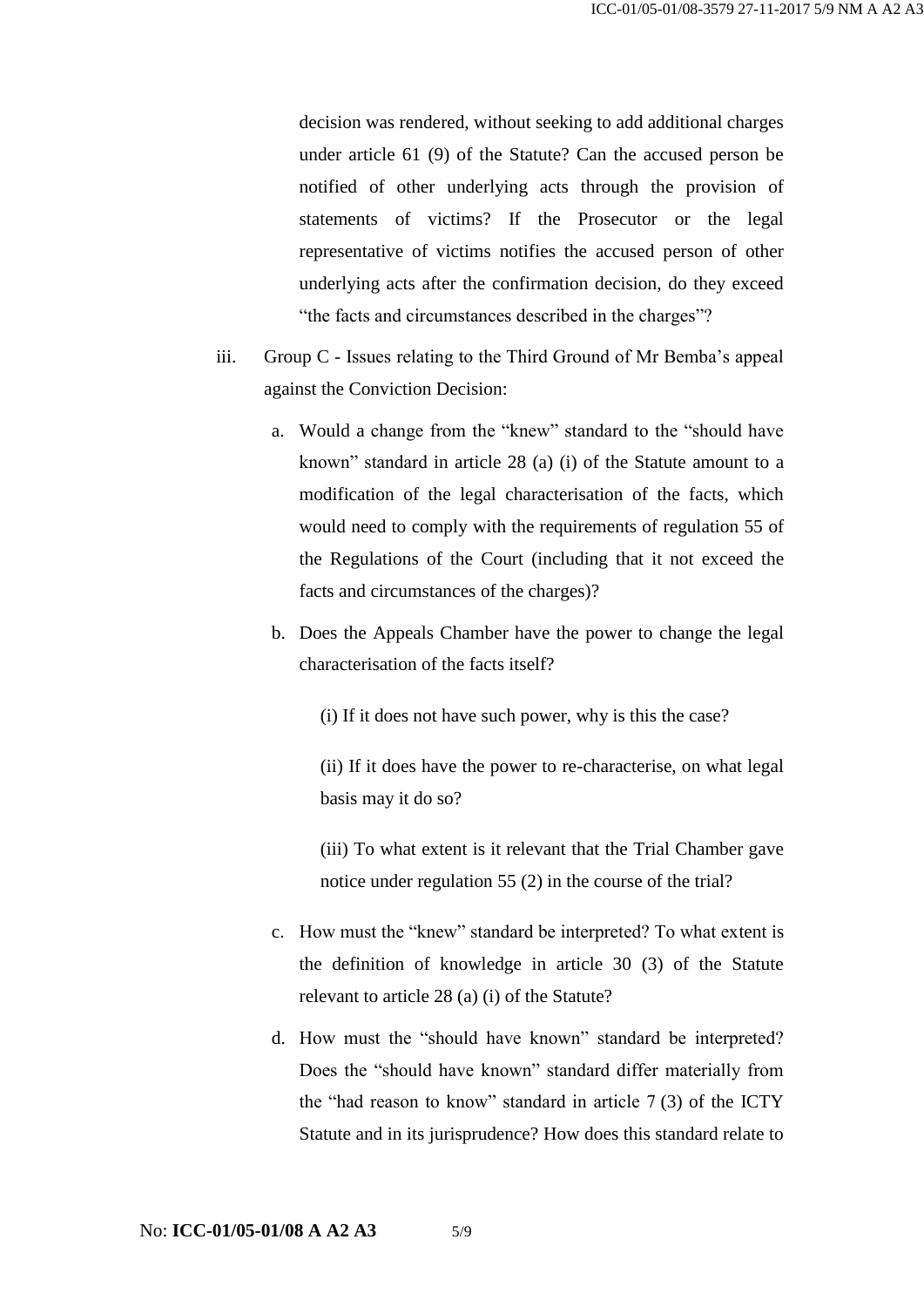decision was rendered, without seeking to add additional charges under article 61 (9) of the Statute? Can the accused person be notified of other underlying acts through the provision of statements of victims? If the Prosecutor or the legal representative of victims notifies the accused person of other underlying acts after the confirmation decision, do they exceed "the facts and circumstances described in the charges"?

iii. Group C - Issues relating to the Third Ground of Mr Bemba's appeal against the Conviction Decision:

   a. Would a change from the "knew" standard to the "should have known" standard in article 28 (a) (i) of the Statute amount to a modification of the legal characterisation of the facts, which would need to comply with the requirements of regulation 55 of the Regulations of the Court (including that it not exceed the facts and circumstances of the charges)?

   b. Does the Appeals Chamber have the power to change the legal characterisation of the facts itself?

      (i) If it does not have such power, why is this the case?

      (ii) If it does have the power to re-characterise, on what legal basis may it do so?

      (iii) To what extent is it relevant that the Trial Chamber gave notice under regulation 55 (2) in the course of the trial?

   c. How must the "knew" standard be interpreted? To what extent is the definition of knowledge in article 30 (3) of the Statute relevant to article 28 (a) (i) of the Statute?

   d. How must the "should have known" standard be interpreted? Does the "should have known" standard differ materially from the "had reason to know" standard in article 7 (3) of the ICTY Statute and in its jurisprudence? How does this standard relate to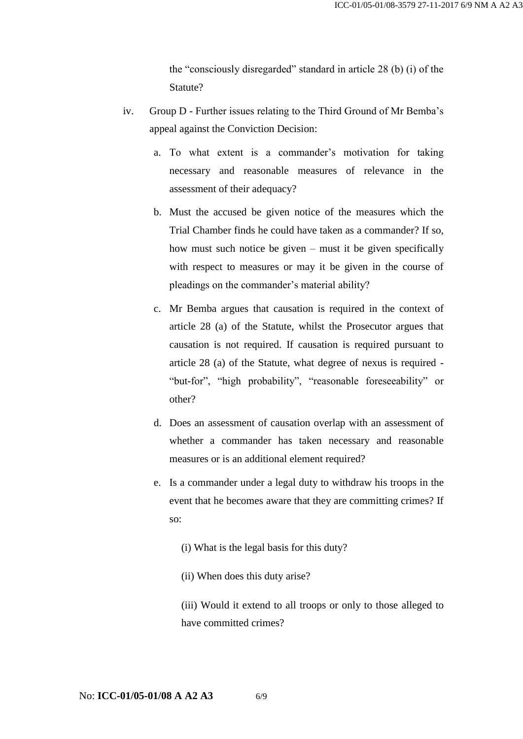the "consciously disregarded" standard in article 28 (b) (i) of the Statute?

iv. Group D - Further issues relating to the Third Ground of Mr Bemba's appeal against the Conviction Decision:

   a. To what extent is a commander's motivation for taking necessary and reasonable measures of relevance in the assessment of their adequacy?

   b. Must the accused be given notice of the measures which the Trial Chamber finds he could have taken as a commander? If so, how must such notice be given – must it be given specifically with respect to measures or may it be given in the course of pleadings on the commander's material ability?

   c. Mr Bemba argues that causation is required in the context of article 28 (a) of the Statute, whilst the Prosecutor argues that causation is not required. If causation is required pursuant to article 28 (a) of the Statute, what degree of nexus is required - "but-for", "high probability", "reasonable foreseeability" or other?

   d. Does an assessment of causation overlap with an assessment of whether a commander has taken necessary and reasonable measures or is an additional element required?

   e. Is a commander under a legal duty to withdraw his troops in the event that he becomes aware that they are committing crimes? If so:

      (i) What is the legal basis for this duty?

      (ii) When does this duty arise?

      (iii) Would it extend to all troops or only to those alleged to have committed crimes?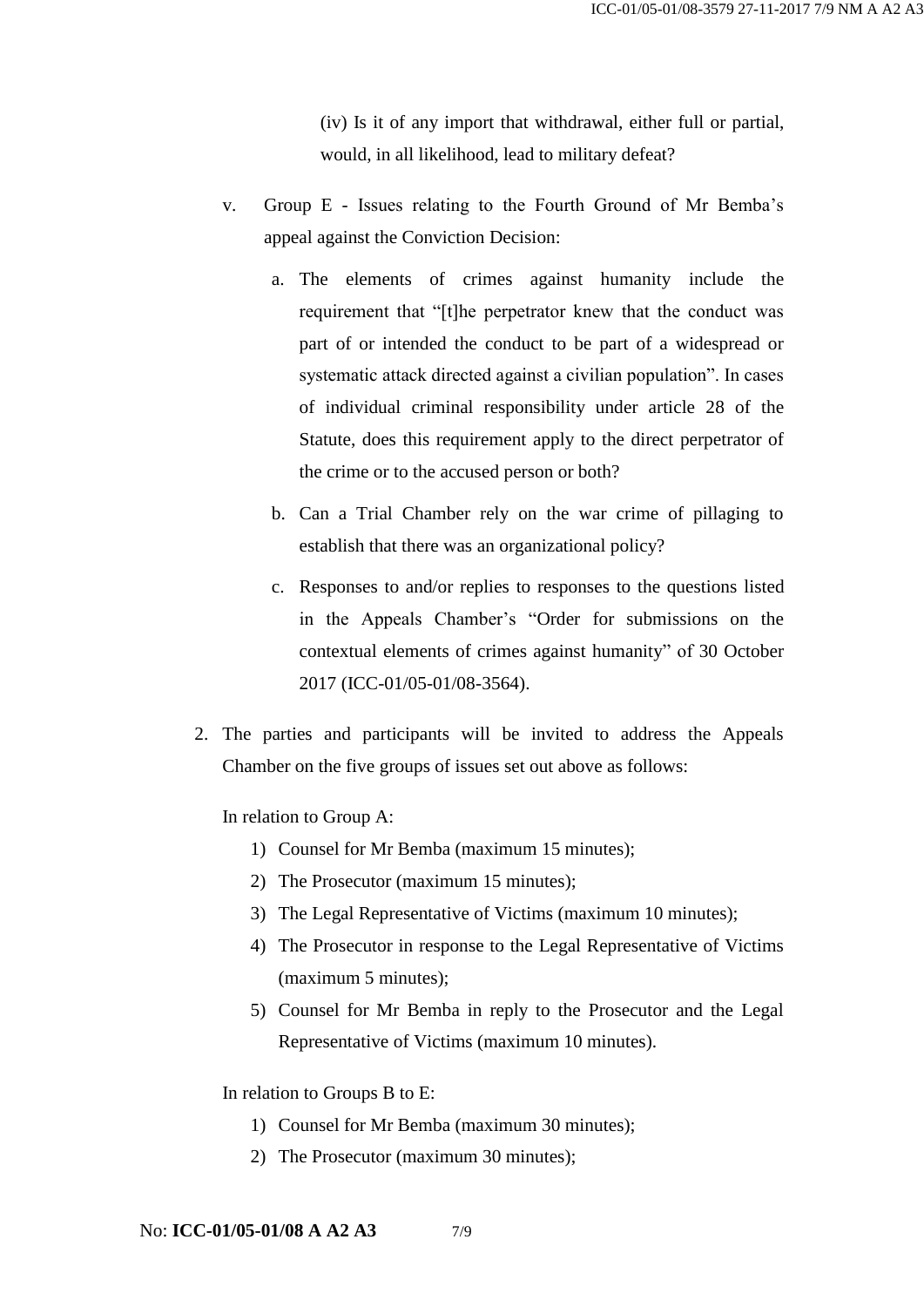(iv) Is it of any import that withdrawal, either full or partial, would, in all likelihood, lead to military defeat?

v. Group E - Issues relating to the Fourth Ground of Mr Bemba's appeal against the Conviction Decision:

   a. The elements of crimes against humanity include the requirement that "[t]he perpetrator knew that the conduct was part of or intended the conduct to be part of a widespread or systematic attack directed against a civilian population". In cases of individual criminal responsibility under article 28 of the Statute, does this requirement apply to the direct perpetrator of the crime or to the accused person or both?

   b. Can a Trial Chamber rely on the war crime of pillaging to establish that there was an organizational policy?

   c. Responses to and/or replies to responses to the questions listed in the Appeals Chamber's "Order for submissions on the contextual elements of crimes against humanity" of 30 October 2017 (ICC-01/05-01/08-3564).

2. The parties and participants will be invited to address the Appeals Chamber on the five groups of issues set out above as follows:

   In relation to Group A:

   1) Counsel for Mr Bemba (maximum 15 minutes);
   2) The Prosecutor (maximum 15 minutes);
   3) The Legal Representative of Victims (maximum 10 minutes);
   4) The Prosecutor in response to the Legal Representative of Victims (maximum 5 minutes);
   5) Counsel for Mr Bemba in reply to the Prosecutor and the Legal Representative of Victims (maximum 10 minutes).

   In relation to Groups B to E:

   1) Counsel for Mr Bemba (maximum 30 minutes);
   2) The Prosecutor (maximum 30 minutes);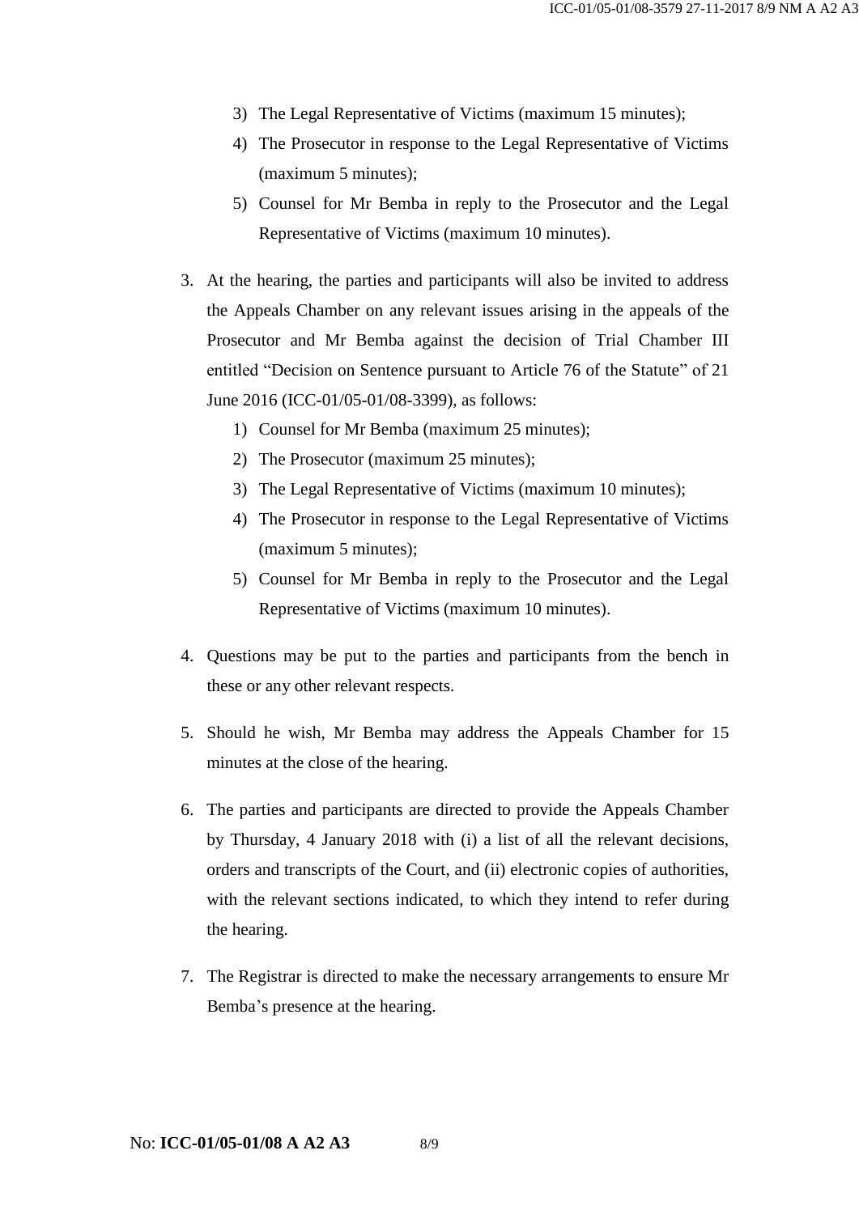3) The Legal Representative of Victims (maximum 15 minutes);
4) The Prosecutor in response to the Legal Representative of Victims (maximum 5 minutes);
5) Counsel for Mr Bemba in reply to the Prosecutor and the Legal Representative of Victims (maximum 10 minutes).

3. At the hearing, the parties and participants will also be invited to address the Appeals Chamber on any relevant issues arising in the appeals of the Prosecutor and Mr Bemba against the decision of Trial Chamber III entitled "Decision on Sentence pursuant to Article 76 of the Statute" of 21 June 2016 (ICC-01/05-01/08-3399), as follows:
   1) Counsel for Mr Bemba (maximum 25 minutes);
   2) The Prosecutor (maximum 25 minutes);
   3) The Legal Representative of Victims (maximum 10 minutes);
   4) The Prosecutor in response to the Legal Representative of Victims (maximum 5 minutes);
   5) Counsel for Mr Bemba in reply to the Prosecutor and the Legal Representative of Victims (maximum 10 minutes).

4. Questions may be put to the parties and participants from the bench in these or any other relevant respects.

5. Should he wish, Mr Bemba may address the Appeals Chamber for 15 minutes at the close of the hearing.

6. The parties and participants are directed to provide the Appeals Chamber by Thursday, 4 January 2018 with (i) a list of all the relevant decisions, orders and transcripts of the Court, and (ii) electronic copies of authorities, with the relevant sections indicated, to which they intend to refer during the hearing.

7. The Registrar is directed to make the necessary arrangements to ensure Mr Bemba's presence at the hearing.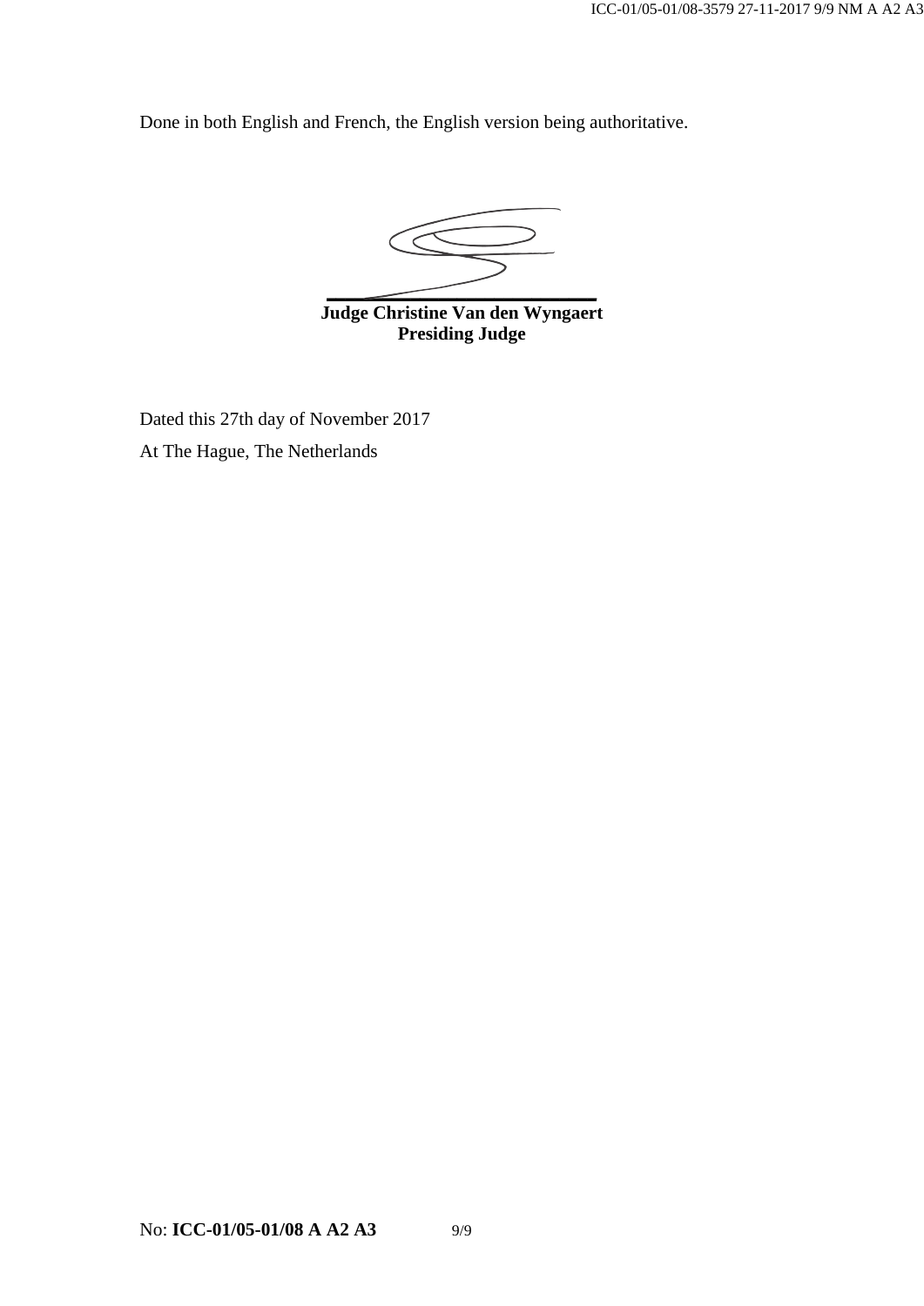Done in both English and French, the English version being authoritative.

**Judge Christine Van den Wyngaert**
**Presiding Judge**

Dated this 27th day of November 2017

At The Hague, The Netherlands